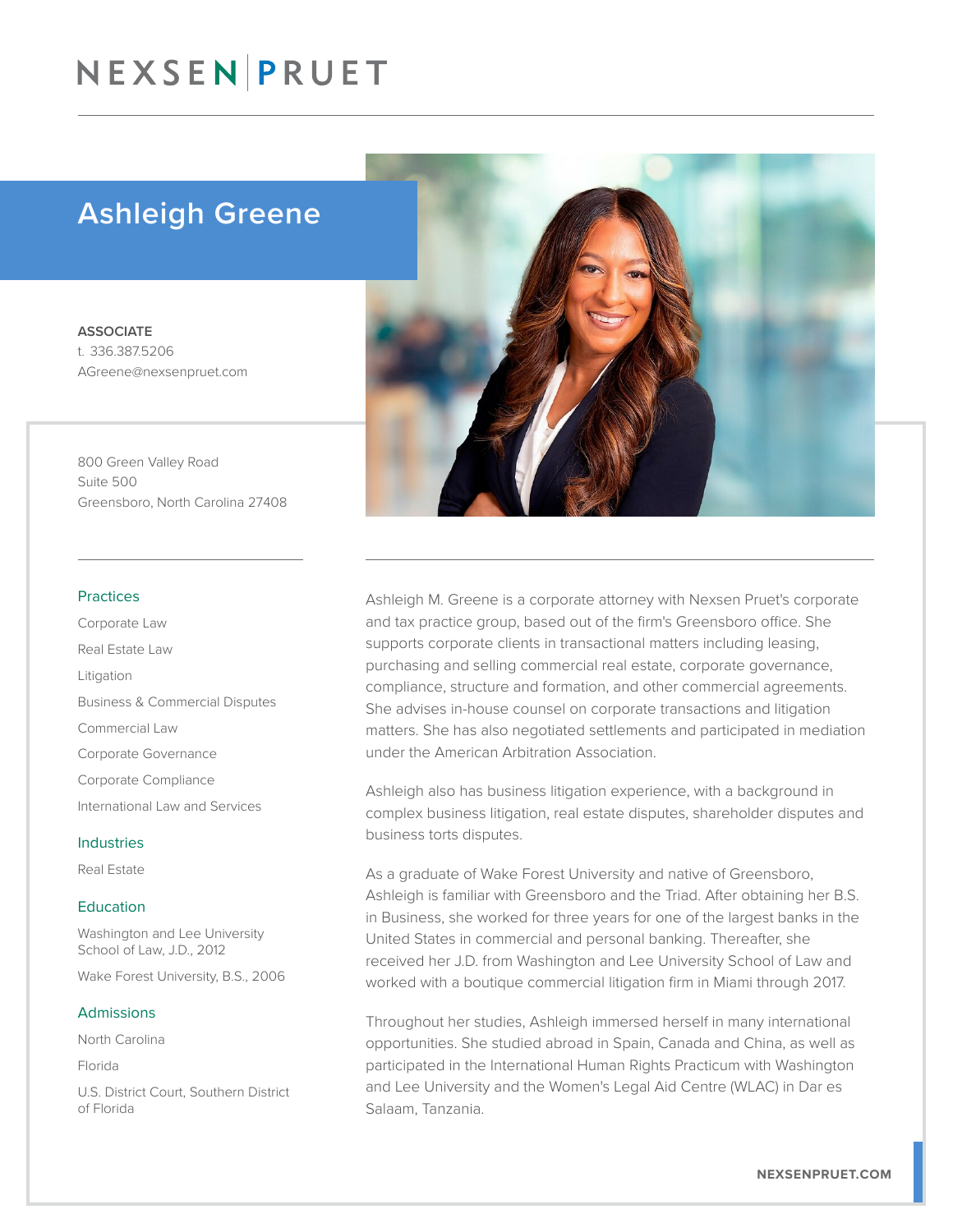# Ashleigh Greene

**ASSOCIATE**
t. 336.387.5206
AGreene@nexsenpruet.com

800 Green Valley Road
Suite 500
Greensboro, North Carolina 27408

## Practices

Corporate Law

Real Estate Law

Litigation

Business & Commercial Disputes

Commercial Law

Corporate Governance

Corporate Compliance

International Law and Services

## Industries

Real Estate

## Education

Washington and Lee University School of Law, J.D., 2012

Wake Forest University, B.S., 2006

## Admissions

North Carolina

Florida

U.S. District Court, Southern District of Florida

Ashleigh M. Greene is a corporate attorney with Nexsen Pruet's corporate and tax practice group, based out of the firm's Greensboro office. She supports corporate clients in transactional matters including leasing, purchasing and selling commercial real estate, corporate governance, compliance, structure and formation, and other commercial agreements. She advises in-house counsel on corporate transactions and litigation matters. She has also negotiated settlements and participated in mediation under the American Arbitration Association.

Ashleigh also has business litigation experience, with a background in complex business litigation, real estate disputes, shareholder disputes and business torts disputes.

As a graduate of Wake Forest University and native of Greensboro, Ashleigh is familiar with Greensboro and the Triad. After obtaining her B.S. in Business, she worked for three years for one of the largest banks in the United States in commercial and personal banking. Thereafter, she received her J.D. from Washington and Lee University School of Law and worked with a boutique commercial litigation firm in Miami through 2017.

Throughout her studies, Ashleigh immersed herself in many international opportunities. She studied abroad in Spain, Canada and China, as well as participated in the International Human Rights Practicum with Washington and Lee University and the Women's Legal Aid Centre (WLAC) in Dar es Salaam, Tanzania.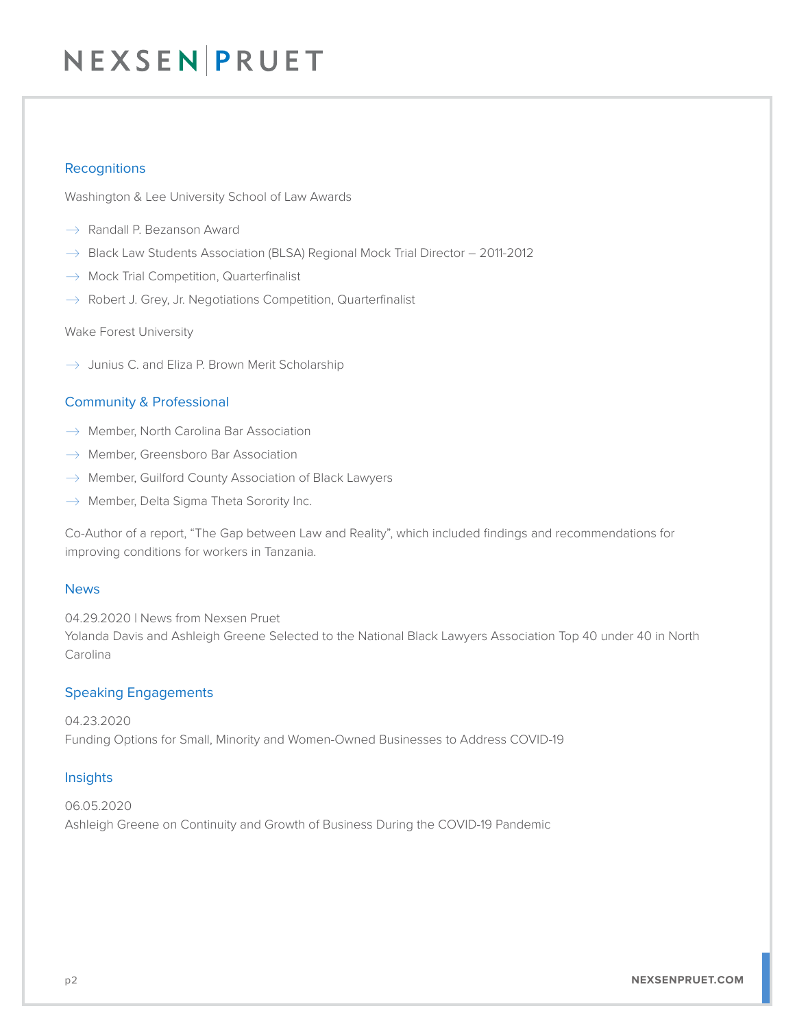## Recognitions

Washington & Lee University School of Law Awards

- Randall P. Bezanson Award
- Black Law Students Association (BLSA) Regional Mock Trial Director – 2011-2012
- Mock Trial Competition, Quarterfinalist
- Robert J. Grey, Jr. Negotiations Competition, Quarterfinalist

Wake Forest University

- Junius C. and Eliza P. Brown Merit Scholarship

## Community & Professional

- Member, North Carolina Bar Association
- Member, Greensboro Bar Association
- Member, Guilford County Association of Black Lawyers
- Member, Delta Sigma Theta Sorority Inc.

Co-Author of a report, "The Gap between Law and Reality", which included findings and recommendations for improving conditions for workers in Tanzania.

## News

04.29.2020 | News from Nexsen Pruet
Yolanda Davis and Ashleigh Greene Selected to the National Black Lawyers Association Top 40 under 40 in North Carolina

## Speaking Engagements

04.23.2020
Funding Options for Small, Minority and Women-Owned Businesses to Address COVID-19

## Insights

06.05.2020
Ashleigh Greene on Continuity and Growth of Business During the COVID-19 Pandemic